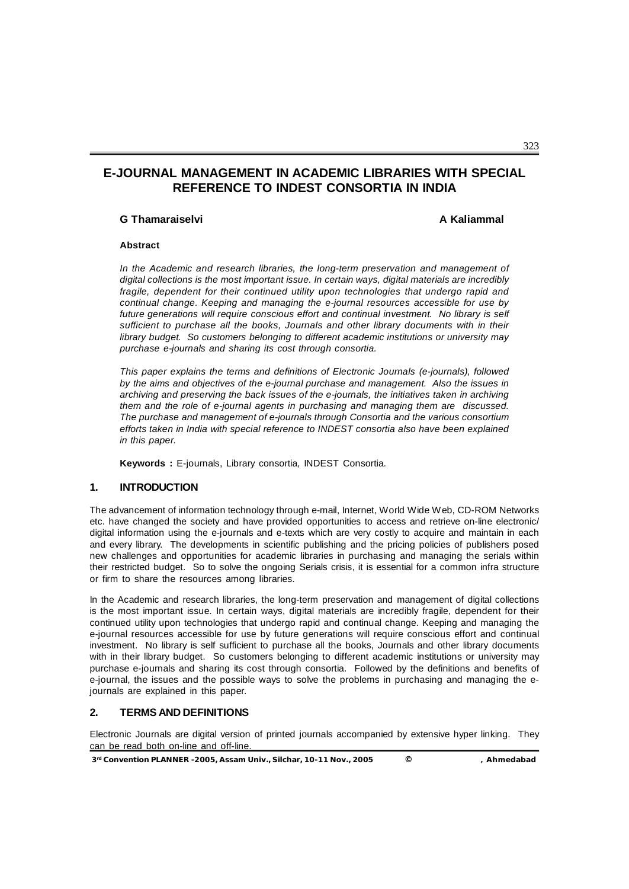# E-JOURNAL MANAGEMENT IN ACADEMIC LIBRARIES WITH SPECIAL REFERENCE TO INDEST CONSORTIA IN INDIA

**G Thamaraiselvi** **A Kaliammal**

**Abstract**

*In the Academic and research libraries, the long-term preservation and management of digital collections is the most important issue. In certain ways, digital materials are incredibly fragile, dependent for their continued utility upon technologies that undergo rapid and continual change. Keeping and managing the e-journal resources accessible for use by future generations will require conscious effort and continual investment. No library is self sufficient to purchase all the books, Journals and other library documents with in their library budget. So customers belonging to different academic institutions or university may purchase e-journals and sharing its cost through consortia.*

*This paper explains the terms and definitions of Electronic Journals (e-journals), followed by the aims and objectives of the e-journal purchase and management. Also the issues in archiving and preserving the back issues of the e-journals, the initiatives taken in archiving them and the role of e-journal agents in purchasing and managing them are discussed. The purchase and management of e-journals through Consortia and the various consortium efforts taken in India with special reference to INDEST consortia also have been explained in this paper.*

**Keywords :** E-journals, Library consortia, INDEST Consortia.

## 1. INTRODUCTION

The advancement of information technology through e-mail, Internet, World Wide Web, CD-ROM Networks etc. have changed the society and have provided opportunities to access and retrieve on-line electronic/ digital information using the e-journals and e-texts which are very costly to acquire and maintain in each and every library. The developments in scientific publishing and the pricing policies of publishers posed new challenges and opportunities for academic libraries in purchasing and managing the serials within their restricted budget. So to solve the ongoing Serials crisis, it is essential for a common infra structure or firm to share the resources among libraries.

In the Academic and research libraries, the long-term preservation and management of digital collections is the most important issue. In certain ways, digital materials are incredibly fragile, dependent for their continued utility upon technologies that undergo rapid and continual change. Keeping and managing the e-journal resources accessible for use by future generations will require conscious effort and continual investment. No library is self sufficient to purchase all the books, Journals and other library documents with in their library budget. So customers belonging to different academic institutions or university may purchase e-journals and sharing its cost through consortia. Followed by the definitions and benefits of e-journal, the issues and the possible ways to solve the problems in purchasing and managing the e-journals are explained in this paper.

## 2. TERMS AND DEFINITIONS

Electronic Journals are digital version of printed journals accompanied by extensive hyper linking. They can be read both on-line and off-line.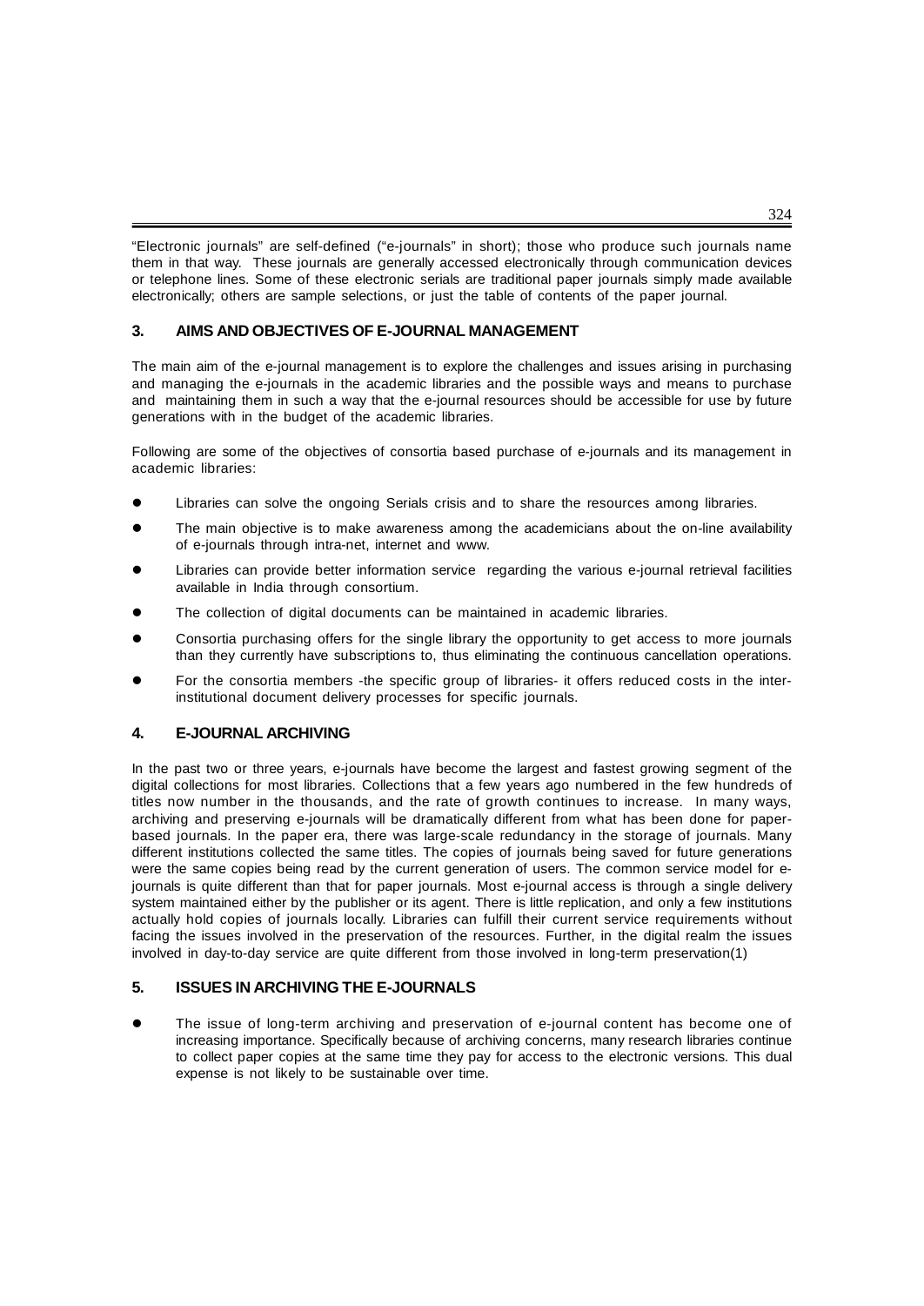"Electronic journals" are self-defined ("e-journals" in short); those who produce such journals name them in that way. These journals are generally accessed electronically through communication devices or telephone lines. Some of these electronic serials are traditional paper journals simply made available electronically; others are sample selections, or just the table of contents of the paper journal.

## 3. AIMS AND OBJECTIVES OF E-JOURNAL MANAGEMENT

The main aim of the e-journal management is to explore the challenges and issues arising in purchasing and managing the e-journals in the academic libraries and the possible ways and means to purchase and maintaining them in such a way that the e-journal resources should be accessible for use by future generations with in the budget of the academic libraries.

Following are some of the objectives of consortia based purchase of e-journals and its management in academic libraries:

- Libraries can solve the ongoing Serials crisis and to share the resources among libraries.
- The main objective is to make awareness among the academicians about the on-line availability of e-journals through intra-net, internet and www.
- Libraries can provide better information service regarding the various e-journal retrieval facilities available in India through consortium.
- The collection of digital documents can be maintained in academic libraries.
- Consortia purchasing offers for the single library the opportunity to get access to more journals than they currently have subscriptions to, thus eliminating the continuous cancellation operations.
- For the consortia members -the specific group of libraries- it offers reduced costs in the inter-institutional document delivery processes for specific journals.

## 4. E-JOURNAL ARCHIVING

In the past two or three years, e-journals have become the largest and fastest growing segment of the digital collections for most libraries. Collections that a few years ago numbered in the few hundreds of titles now number in the thousands, and the rate of growth continues to increase. In many ways, archiving and preserving e-journals will be dramatically different from what has been done for paper-based journals. In the paper era, there was large-scale redundancy in the storage of journals. Many different institutions collected the same titles. The copies of journals being saved for future generations were the same copies being read by the current generation of users. The common service model for e-journals is quite different than that for paper journals. Most e-journal access is through a single delivery system maintained either by the publisher or its agent. There is little replication, and only a few institutions actually hold copies of journals locally. Libraries can fulfill their current service requirements without facing the issues involved in the preservation of the resources. Further, in the digital realm the issues involved in day-to-day service are quite different from those involved in long-term preservation(1)

## 5. ISSUES IN ARCHIVING THE E-JOURNALS

- The issue of long-term archiving and preservation of e-journal content has become one of increasing importance. Specifically because of archiving concerns, many research libraries continue to collect paper copies at the same time they pay for access to the electronic versions. This dual expense is not likely to be sustainable over time.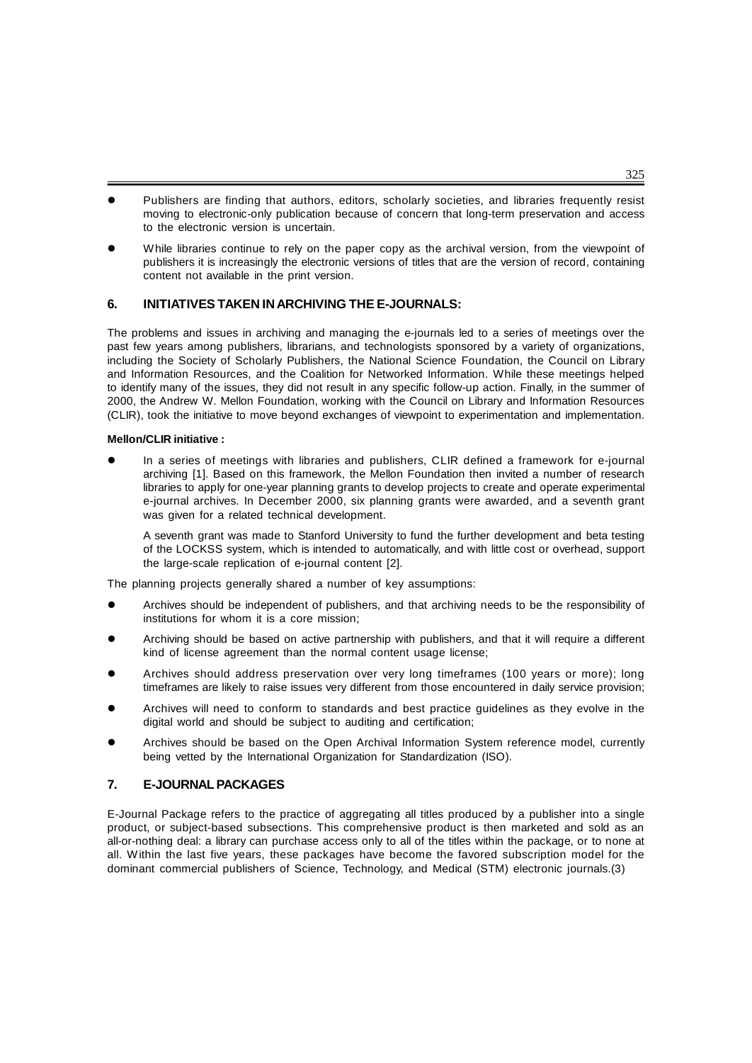- Publishers are finding that authors, editors, scholarly societies, and libraries frequently resist moving to electronic-only publication because of concern that long-term preservation and access to the electronic version is uncertain.
- While libraries continue to rely on the paper copy as the archival version, from the viewpoint of publishers it is increasingly the electronic versions of titles that are the version of record, containing content not available in the print version.

## 6. INITIATIVES TAKEN IN ARCHIVING THE E-JOURNALS:

The problems and issues in archiving and managing the e-journals led to a series of meetings over the past few years among publishers, librarians, and technologists sponsored by a variety of organizations, including the Society of Scholarly Publishers, the National Science Foundation, the Council on Library and Information Resources, and the Coalition for Networked Information. While these meetings helped to identify many of the issues, they did not result in any specific follow-up action. Finally, in the summer of 2000, the Andrew W. Mellon Foundation, working with the Council on Library and Information Resources (CLIR), took the initiative to move beyond exchanges of viewpoint to experimentation and implementation.

**Mellon/CLIR initiative :**

- In a series of meetings with libraries and publishers, CLIR defined a framework for e-journal archiving [1]. Based on this framework, the Mellon Foundation then invited a number of research libraries to apply for one-year planning grants to develop projects to create and operate experimental e-journal archives. In December 2000, six planning grants were awarded, and a seventh grant was given for a related technical development.

  A seventh grant was made to Stanford University to fund the further development and beta testing of the LOCKSS system, which is intended to automatically, and with little cost or overhead, support the large-scale replication of e-journal content [2].

The planning projects generally shared a number of key assumptions:

- Archives should be independent of publishers, and that archiving needs to be the responsibility of institutions for whom it is a core mission;
- Archiving should be based on active partnership with publishers, and that it will require a different kind of license agreement than the normal content usage license;
- Archives should address preservation over very long timeframes (100 years or more); long timeframes are likely to raise issues very different from those encountered in daily service provision;
- Archives will need to conform to standards and best practice guidelines as they evolve in the digital world and should be subject to auditing and certification;
- Archives should be based on the Open Archival Information System reference model, currently being vetted by the International Organization for Standardization (ISO).

## 7. E-JOURNAL PACKAGES

E-Journal Package refers to the practice of aggregating all titles produced by a publisher into a single product, or subject-based subsections. This comprehensive product is then marketed and sold as an all-or-nothing deal: a library can purchase access only to all of the titles within the package, or to none at all. Within the last five years, these packages have become the favored subscription model for the dominant commercial publishers of Science, Technology, and Medical (STM) electronic journals.(3)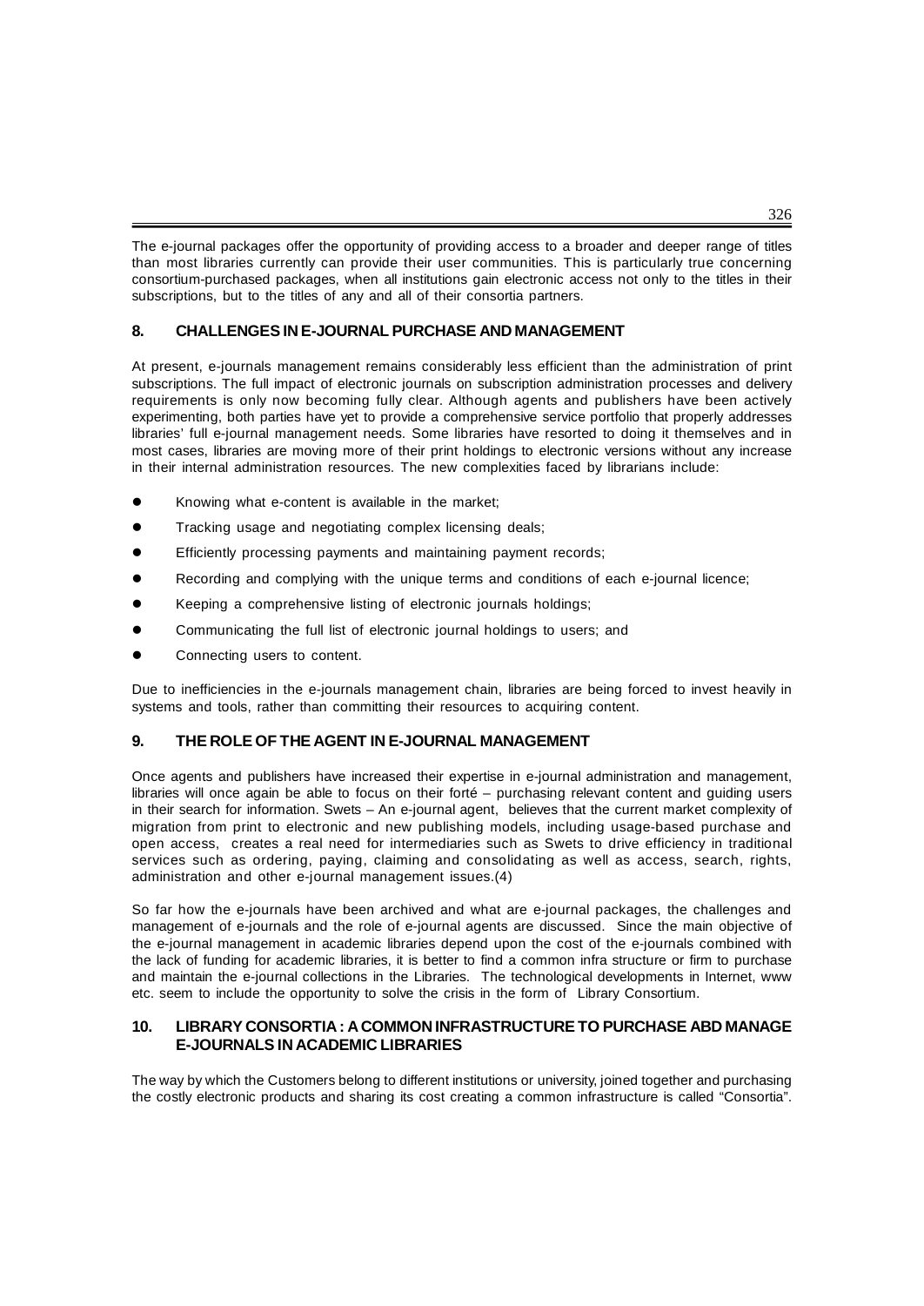The e-journal packages offer the opportunity of providing access to a broader and deeper range of titles than most libraries currently can provide their user communities. This is particularly true concerning consortium-purchased packages, when all institutions gain electronic access not only to the titles in their subscriptions, but to the titles of any and all of their consortia partners.

## 8. CHALLENGES IN E-JOURNAL PURCHASE AND MANAGEMENT

At present, e-journals management remains considerably less efficient than the administration of print subscriptions. The full impact of electronic journals on subscription administration processes and delivery requirements is only now becoming fully clear. Although agents and publishers have been actively experimenting, both parties have yet to provide a comprehensive service portfolio that properly addresses libraries' full e-journal management needs. Some libraries have resorted to doing it themselves and in most cases, libraries are moving more of their print holdings to electronic versions without any increase in their internal administration resources. The new complexities faced by librarians include:

- Knowing what e-content is available in the market;
- Tracking usage and negotiating complex licensing deals;
- Efficiently processing payments and maintaining payment records;
- Recording and complying with the unique terms and conditions of each e-journal licence;
- Keeping a comprehensive listing of electronic journals holdings;
- Communicating the full list of electronic journal holdings to users; and
- Connecting users to content.

Due to inefficiencies in the e-journals management chain, libraries are being forced to invest heavily in systems and tools, rather than committing their resources to acquiring content.

## 9. THE ROLE OF THE AGENT IN E-JOURNAL MANAGEMENT

Once agents and publishers have increased their expertise in e-journal administration and management, libraries will once again be able to focus on their forté – purchasing relevant content and guiding users in their search for information. Swets – An e-journal agent, believes that the current market complexity of migration from print to electronic and new publishing models, including usage-based purchase and open access, creates a real need for intermediaries such as Swets to drive efficiency in traditional services such as ordering, paying, claiming and consolidating as well as access, search, rights, administration and other e-journal management issues.(4)

So far how the e-journals have been archived and what are e-journal packages, the challenges and management of e-journals and the role of e-journal agents are discussed. Since the main objective of the e-journal management in academic libraries depend upon the cost of the e-journals combined with the lack of funding for academic libraries, it is better to find a common infra structure or firm to purchase and maintain the e-journal collections in the Libraries. The technological developments in Internet, www etc. seem to include the opportunity to solve the crisis in the form of Library Consortium.

## 10. LIBRARY CONSORTIA : A COMMON INFRASTRUCTURE TO PURCHASE ABD MANAGE E-JOURNALS IN ACADEMIC LIBRARIES

The way by which the Customers belong to different institutions or university, joined together and purchasing the costly electronic products and sharing its cost creating a common infrastructure is called "Consortia".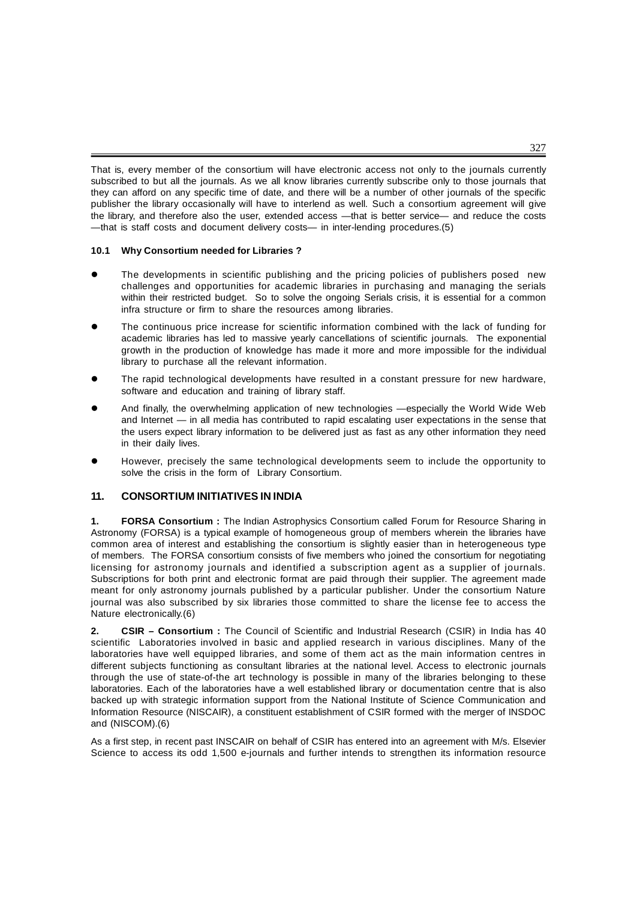That is, every member of the consortium will have electronic access not only to the journals currently subscribed to but all the journals. As we all know libraries currently subscribe only to those journals that they can afford on any specific time of date, and there will be a number of other journals of the specific publisher the library occasionally will have to interlend as well. Such a consortium agreement will give the library, and therefore also the user, extended access —that is better service— and reduce the costs —that is staff costs and document delivery costs— in inter-lending procedures.(5)

### 10.1 Why Consortium needed for Libraries ?

- The developments in scientific publishing and the pricing policies of publishers posed new challenges and opportunities for academic libraries in purchasing and managing the serials within their restricted budget. So to solve the ongoing Serials crisis, it is essential for a common infra structure or firm to share the resources among libraries.
- The continuous price increase for scientific information combined with the lack of funding for academic libraries has led to massive yearly cancellations of scientific journals. The exponential growth in the production of knowledge has made it more and more impossible for the individual library to purchase all the relevant information.
- The rapid technological developments have resulted in a constant pressure for new hardware, software and education and training of library staff.
- And finally, the overwhelming application of new technologies —especially the World Wide Web and Internet — in all media has contributed to rapid escalating user expectations in the sense that the users expect library information to be delivered just as fast as any other information they need in their daily lives.
- However, precisely the same technological developments seem to include the opportunity to solve the crisis in the form of Library Consortium.

## 11. CONSORTIUM INITIATIVES IN INDIA

**1. FORSA Consortium :** The Indian Astrophysics Consortium called Forum for Resource Sharing in Astronomy (FORSA) is a typical example of homogeneous group of members wherein the libraries have common area of interest and establishing the consortium is slightly easier than in heterogeneous type of members. The FORSA consortium consists of five members who joined the consortium for negotiating licensing for astronomy journals and identified a subscription agent as a supplier of journals. Subscriptions for both print and electronic format are paid through their supplier. The agreement made meant for only astronomy journals published by a particular publisher. Under the consortium Nature journal was also subscribed by six libraries those committed to share the license fee to access the Nature electronically.(6)

**2. CSIR – Consortium :** The Council of Scientific and Industrial Research (CSIR) in India has 40 scientific Laboratories involved in basic and applied research in various disciplines. Many of the laboratories have well equipped libraries, and some of them act as the main information centres in different subjects functioning as consultant libraries at the national level. Access to electronic journals through the use of state-of-the art technology is possible in many of the libraries belonging to these laboratories. Each of the laboratories have a well established library or documentation centre that is also backed up with strategic information support from the National Institute of Science Communication and Information Resource (NISCAIR), a constituent establishment of CSIR formed with the merger of INSDOC and (NISCOM).(6)

As a first step, in recent past INSCAIR on behalf of CSIR has entered into an agreement with M/s. Elsevier Science to access its odd 1,500 e-journals and further intends to strengthen its information resource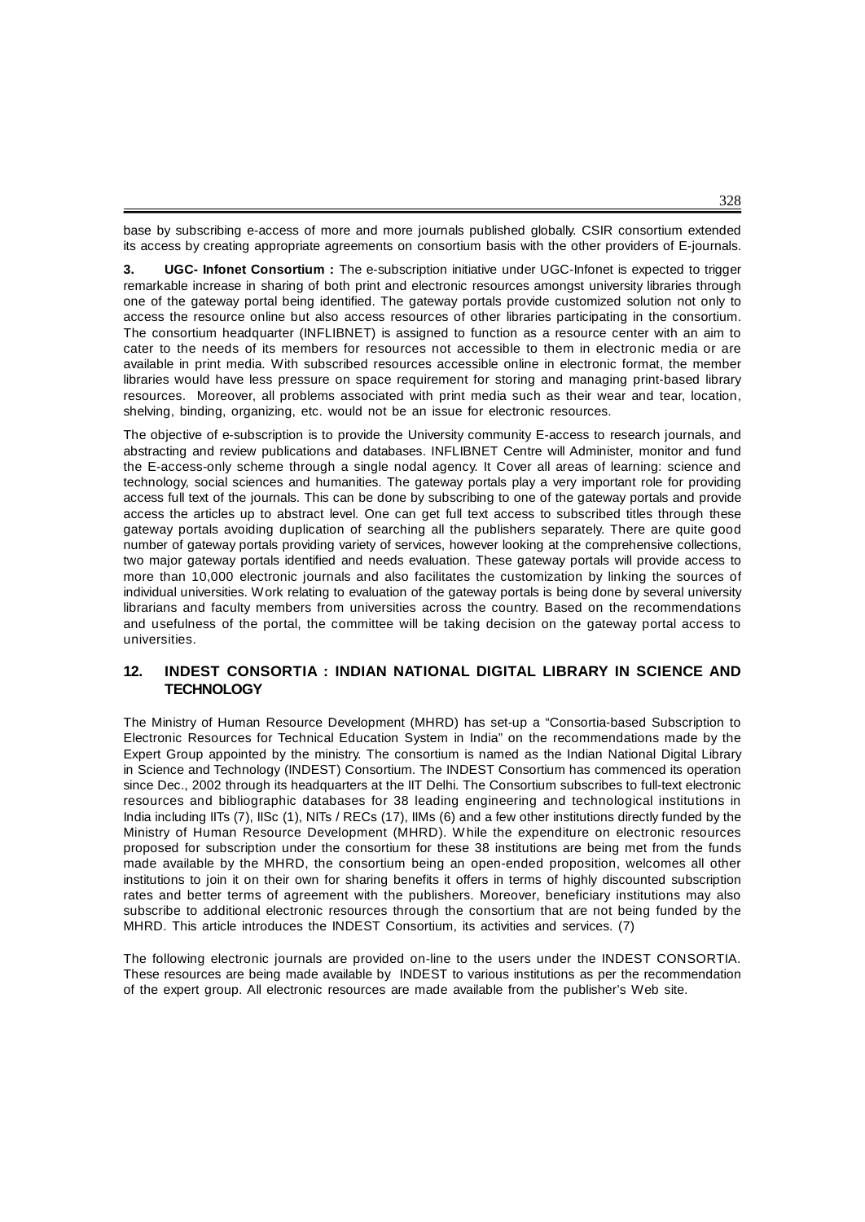base by subscribing e-access of more and more journals published globally. CSIR consortium extended its access by creating appropriate agreements on consortium basis with the other providers of E-journals.

**3. UGC- Infonet Consortium :** The e-subscription initiative under UGC-Infonet is expected to trigger remarkable increase in sharing of both print and electronic resources amongst university libraries through one of the gateway portal being identified. The gateway portals provide customized solution not only to access the resource online but also access resources of other libraries participating in the consortium. The consortium headquarter (INFLIBNET) is assigned to function as a resource center with an aim to cater to the needs of its members for resources not accessible to them in electronic media or are available in print media. With subscribed resources accessible online in electronic format, the member libraries would have less pressure on space requirement for storing and managing print-based library resources. Moreover, all problems associated with print media such as their wear and tear, location, shelving, binding, organizing, etc. would not be an issue for electronic resources.

The objective of e-subscription is to provide the University community E-access to research journals, and abstracting and review publications and databases. INFLIBNET Centre will Administer, monitor and fund the E-access-only scheme through a single nodal agency. It Cover all areas of learning: science and technology, social sciences and humanities. The gateway portals play a very important role for providing access full text of the journals. This can be done by subscribing to one of the gateway portals and provide access the articles up to abstract level. One can get full text access to subscribed titles through these gateway portals avoiding duplication of searching all the publishers separately. There are quite good number of gateway portals providing variety of services, however looking at the comprehensive collections, two major gateway portals identified and needs evaluation. These gateway portals will provide access to more than 10,000 electronic journals and also facilitates the customization by linking the sources of individual universities. Work relating to evaluation of the gateway portals is being done by several university librarians and faculty members from universities across the country. Based on the recommendations and usefulness of the portal, the committee will be taking decision on the gateway portal access to universities.

## 12. INDEST CONSORTIA : INDIAN NATIONAL DIGITAL LIBRARY IN SCIENCE AND TECHNOLOGY

The Ministry of Human Resource Development (MHRD) has set-up a "Consortia-based Subscription to Electronic Resources for Technical Education System in India" on the recommendations made by the Expert Group appointed by the ministry. The consortium is named as the Indian National Digital Library in Science and Technology (INDEST) Consortium. The INDEST Consortium has commenced its operation since Dec., 2002 through its headquarters at the IIT Delhi. The Consortium subscribes to full-text electronic resources and bibliographic databases for 38 leading engineering and technological institutions in India including IITs (7), IISc (1), NITs / RECs (17), IIMs (6) and a few other institutions directly funded by the Ministry of Human Resource Development (MHRD). While the expenditure on electronic resources proposed for subscription under the consortium for these 38 institutions are being met from the funds made available by the MHRD, the consortium being an open-ended proposition, welcomes all other institutions to join it on their own for sharing benefits it offers in terms of highly discounted subscription rates and better terms of agreement with the publishers. Moreover, beneficiary institutions may also subscribe to additional electronic resources through the consortium that are not being funded by the MHRD. This article introduces the INDEST Consortium, its activities and services. (7)

The following electronic journals are provided on-line to the users under the INDEST CONSORTIA. These resources are being made available by INDEST to various institutions as per the recommendation of the expert group. All electronic resources are made available from the publisher's Web site.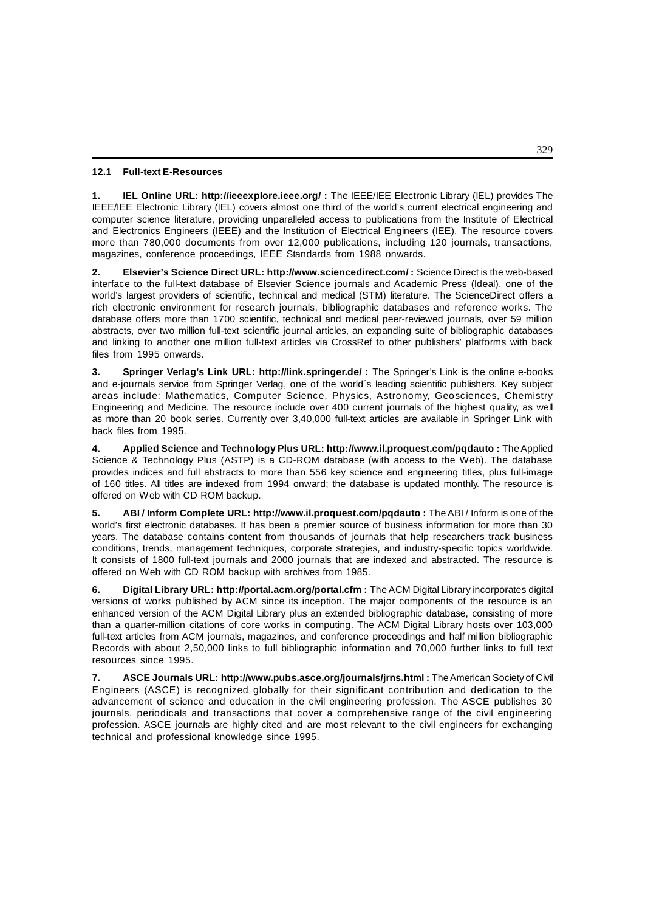## 12.1 Full-text E-Resources

**1. IEL Online URL: http://ieeexplore.ieee.org/ :** The IEEE/IEE Electronic Library (IEL) provides The IEEE/IEE Electronic Library (IEL) covers almost one third of the world's current electrical engineering and computer science literature, providing unparalleled access to publications from the Institute of Electrical and Electronics Engineers (IEEE) and the Institution of Electrical Engineers (IEE). The resource covers more than 780,000 documents from over 12,000 publications, including 120 journals, transactions, magazines, conference proceedings, IEEE Standards from 1988 onwards.

**2. Elsevier's Science Direct URL: http://www.sciencedirect.com/ :** Science Direct is the web-based interface to the full-text database of Elsevier Science journals and Academic Press (Ideal), one of the world's largest providers of scientific, technical and medical (STM) literature. The ScienceDirect offers a rich electronic environment for research journals, bibliographic databases and reference works. The database offers more than 1700 scientific, technical and medical peer-reviewed journals, over 59 million abstracts, over two million full-text scientific journal articles, an expanding suite of bibliographic databases and linking to another one million full-text articles via CrossRef to other publishers' platforms with back files from 1995 onwards.

**3. Springer Verlag's Link URL: http://link.springer.de/ :** The Springer's Link is the online e-books and e-journals service from Springer Verlag, one of the world´s leading scientific publishers. Key subject areas include: Mathematics, Computer Science, Physics, Astronomy, Geosciences, Chemistry Engineering and Medicine. The resource include over 400 current journals of the highest quality, as well as more than 20 book series. Currently over 3,40,000 full-text articles are available in Springer Link with back files from 1995.

**4. Applied Science and Technology Plus URL: http://www.il.proquest.com/pqdauto :** The Applied Science & Technology Plus (ASTP) is a CD-ROM database (with access to the Web). The database provides indices and full abstracts to more than 556 key science and engineering titles, plus full-image of 160 titles. All titles are indexed from 1994 onward; the database is updated monthly. The resource is offered on Web with CD ROM backup.

**5. ABI / Inform Complete URL: http://www.il.proquest.com/pqdauto :** The ABI / Inform is one of the world's first electronic databases. It has been a premier source of business information for more than 30 years. The database contains content from thousands of journals that help researchers track business conditions, trends, management techniques, corporate strategies, and industry-specific topics worldwide. It consists of 1800 full-text journals and 2000 journals that are indexed and abstracted. The resource is offered on Web with CD ROM backup with archives from 1985.

**6. Digital Library URL: http://portal.acm.org/portal.cfm :** The ACM Digital Library incorporates digital versions of works published by ACM since its inception. The major components of the resource is an enhanced version of the ACM Digital Library plus an extended bibliographic database, consisting of more than a quarter-million citations of core works in computing. The ACM Digital Library hosts over 103,000 full-text articles from ACM journals, magazines, and conference proceedings and half million bibliographic Records with about 2,50,000 links to full bibliographic information and 70,000 further links to full text resources since 1995.

**7. ASCE Journals URL: http://www.pubs.asce.org/journals/jrns.html :** The American Society of Civil Engineers (ASCE) is recognized globally for their significant contribution and dedication to the advancement of science and education in the civil engineering profession. The ASCE publishes 30 journals, periodicals and transactions that cover a comprehensive range of the civil engineering profession. ASCE journals are highly cited and are most relevant to the civil engineers for exchanging technical and professional knowledge since 1995.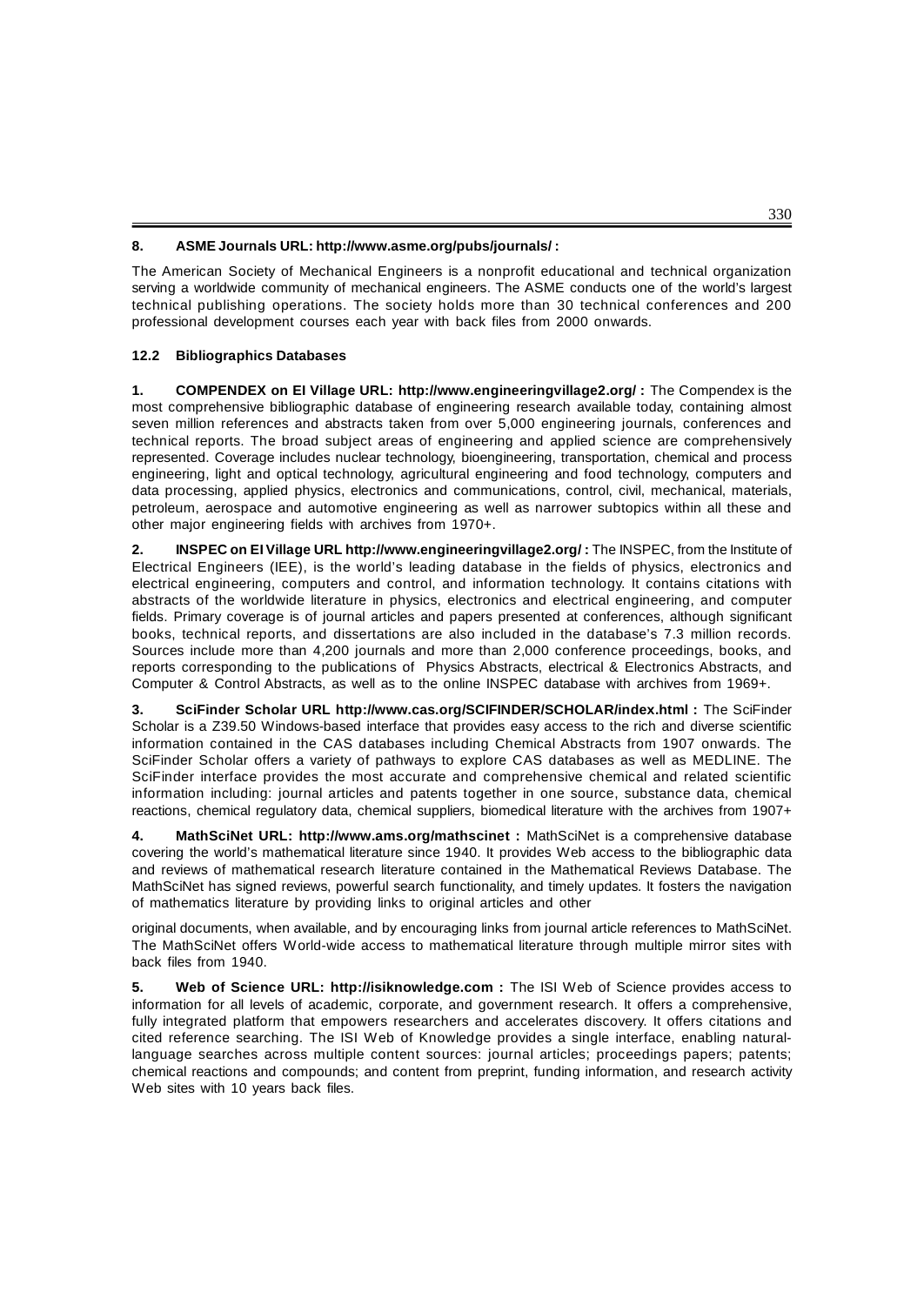**8. ASME Journals URL: http://www.asme.org/pubs/journals/ :**

The American Society of Mechanical Engineers is a nonprofit educational and technical organization serving a worldwide community of mechanical engineers. The ASME conducts one of the world's largest technical publishing operations. The society holds more than 30 technical conferences and 200 professional development courses each year with back files from 2000 onwards.

### 12.2 Bibliographics Databases

**1. COMPENDEX on EI Village URL: http://www.engineeringvillage2.org/ :** The Compendex is the most comprehensive bibliographic database of engineering research available today, containing almost seven million references and abstracts taken from over 5,000 engineering journals, conferences and technical reports. The broad subject areas of engineering and applied science are comprehensively represented. Coverage includes nuclear technology, bioengineering, transportation, chemical and process engineering, light and optical technology, agricultural engineering and food technology, computers and data processing, applied physics, electronics and communications, control, civil, mechanical, materials, petroleum, aerospace and automotive engineering as well as narrower subtopics within all these and other major engineering fields with archives from 1970+.

**2. INSPEC on EI Village URL http://www.engineeringvillage2.org/ :** The INSPEC, from the Institute of Electrical Engineers (IEE), is the world's leading database in the fields of physics, electronics and electrical engineering, computers and control, and information technology. It contains citations with abstracts of the worldwide literature in physics, electronics and electrical engineering, and computer fields. Primary coverage is of journal articles and papers presented at conferences, although significant books, technical reports, and dissertations are also included in the database's 7.3 million records. Sources include more than 4,200 journals and more than 2,000 conference proceedings, books, and reports corresponding to the publications of Physics Abstracts, electrical & Electronics Abstracts, and Computer & Control Abstracts, as well as to the online INSPEC database with archives from 1969+.

**3. SciFinder Scholar URL http://www.cas.org/SCIFINDER/SCHOLAR/index.html :** The SciFinder Scholar is a Z39.50 Windows-based interface that provides easy access to the rich and diverse scientific information contained in the CAS databases including Chemical Abstracts from 1907 onwards. The SciFinder Scholar offers a variety of pathways to explore CAS databases as well as MEDLINE. The SciFinder interface provides the most accurate and comprehensive chemical and related scientific information including: journal articles and patents together in one source, substance data, chemical reactions, chemical regulatory data, chemical suppliers, biomedical literature with the archives from 1907+

**4. MathSciNet URL: http://www.ams.org/mathscinet :** MathSciNet is a comprehensive database covering the world's mathematical literature since 1940. It provides Web access to the bibliographic data and reviews of mathematical research literature contained in the Mathematical Reviews Database. The MathSciNet has signed reviews, powerful search functionality, and timely updates. It fosters the navigation of mathematics literature by providing links to original articles and other original documents, when available, and by encouraging links from journal article references to MathSciNet. The MathSciNet offers World-wide access to mathematical literature through multiple mirror sites with back files from 1940.

**5. Web of Science URL: http://isiknowledge.com :** The ISI Web of Science provides access to information for all levels of academic, corporate, and government research. It offers a comprehensive, fully integrated platform that empowers researchers and accelerates discovery. It offers citations and cited reference searching. The ISI Web of Knowledge provides a single interface, enabling natural-language searches across multiple content sources: journal articles; proceedings papers; patents; chemical reactions and compounds; and content from preprint, funding information, and research activity Web sites with 10 years back files.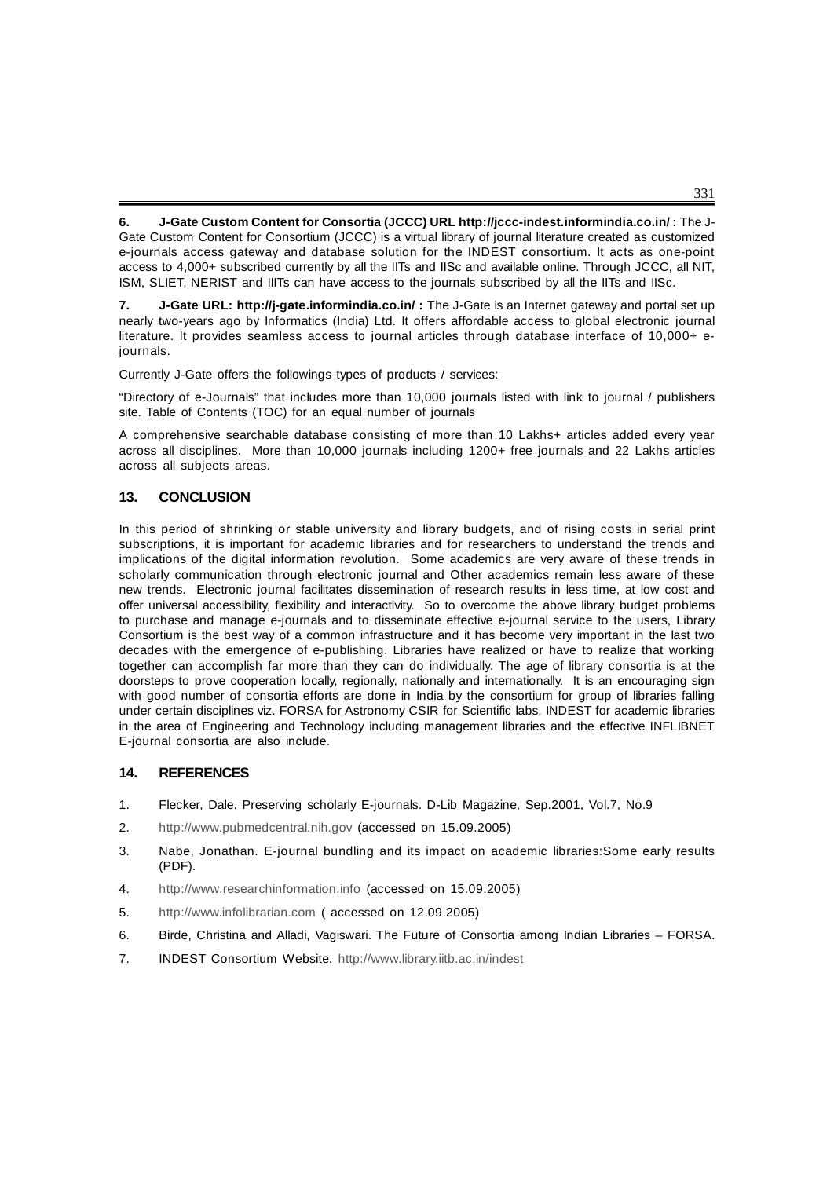**6. J-Gate Custom Content for Consortia (JCCC) URL http://jccc-indest.informindia.co.in/ :** The J-Gate Custom Content for Consortium (JCCC) is a virtual library of journal literature created as customized e-journals access gateway and database solution for the INDEST consortium. It acts as one-point access to 4,000+ subscribed currently by all the IITs and IISc and available online. Through JCCC, all NIT, ISM, SLIET, NERIST and IIITs can have access to the journals subscribed by all the IITs and IISc.

**7. J-Gate URL: http://j-gate.informindia.co.in/ :** The J-Gate is an Internet gateway and portal set up nearly two-years ago by Informatics (India) Ltd. It offers affordable access to global electronic journal literature. It provides seamless access to journal articles through database interface of 10,000+ e-journals.

Currently J-Gate offers the followings types of products / services:

"Directory of e-Journals" that includes more than 10,000 journals listed with link to journal / publishers site. Table of Contents (TOC) for an equal number of journals

A comprehensive searchable database consisting of more than 10 Lakhs+ articles added every year across all disciplines. More than 10,000 journals including 1200+ free journals and 22 Lakhs articles across all subjects areas.

## 13. CONCLUSION

In this period of shrinking or stable university and library budgets, and of rising costs in serial print subscriptions, it is important for academic libraries and for researchers to understand the trends and implications of the digital information revolution. Some academics are very aware of these trends in scholarly communication through electronic journal and Other academics remain less aware of these new trends. Electronic journal facilitates dissemination of research results in less time, at low cost and offer universal accessibility, flexibility and interactivity. So to overcome the above library budget problems to purchase and manage e-journals and to disseminate effective e-journal service to the users, Library Consortium is the best way of a common infrastructure and it has become very important in the last two decades with the emergence of e-publishing. Libraries have realized or have to realize that working together can accomplish far more than they can do individually. The age of library consortia is at the doorsteps to prove cooperation locally, regionally, nationally and internationally. It is an encouraging sign with good number of consortia efforts are done in India by the consortium for group of libraries falling under certain disciplines viz. FORSA for Astronomy CSIR for Scientific labs, INDEST for academic libraries in the area of Engineering and Technology including management libraries and the effective INFLIBNET E-journal consortia are also include.

## 14. REFERENCES

1. Flecker, Dale. Preserving scholarly E-journals. D-Lib Magazine, Sep.2001, Vol.7, No.9
2. http://www.pubmedcentral.nih.gov (accessed on 15.09.2005)
3. Nabe, Jonathan. E-journal bundling and its impact on academic libraries:Some early results (PDF).
4. http://www.researchinformation.info (accessed on 15.09.2005)
5. http://www.infolibrarian.com ( accessed on 12.09.2005)
6. Birde, Christina and Alladi, Vagiswari. The Future of Consortia among Indian Libraries – FORSA.
7. INDEST Consortium Website. http://www.library.iitb.ac.in/indest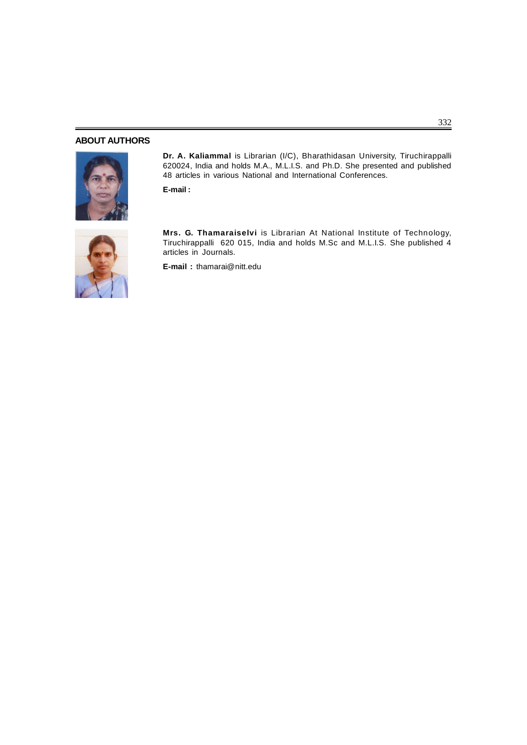## ABOUT AUTHORS

**Dr. A. Kaliammal** is Librarian (I/C), Bharathidasan University, Tiruchirappalli 620024, India and holds M.A., M.L.I.S. and Ph.D. She presented and published 48 articles in various National and International Conferences.

**E-mail :**

**Mrs. G. Thamaraiselvi** is Librarian At National Institute of Technology, Tiruchirappalli 620 015, India and holds M.Sc and M.L.I.S. She published 4 articles in Journals.

**E-mail :** thamarai@nitt.edu